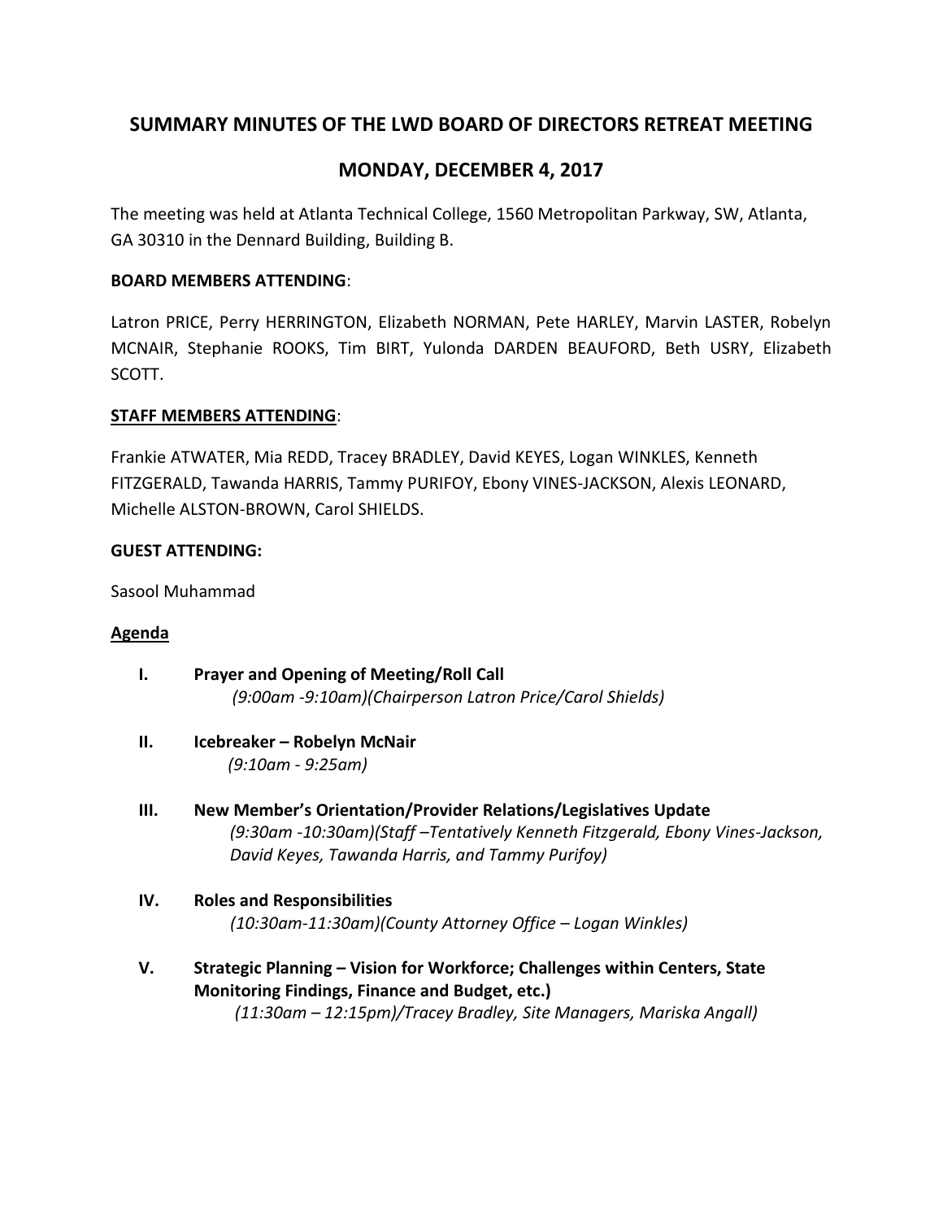# SUMMARY MINUTES OF THE LWD BOARD OF DIRECTORS RETREAT MEETING

## MONDAY, DECEMBER 4, 2017

The meeting was held at Atlanta Technical College, 1560 Metropolitan Parkway, SW, Atlanta, GA 30310 in the Dennard Building, Building B.

**BOARD MEMBERS ATTENDING**:

Latron PRICE, Perry HERRINGTON, Elizabeth NORMAN, Pete HARLEY, Marvin LASTER, Robelyn MCNAIR, Stephanie ROOKS, Tim BIRT, Yulonda DARDEN BEAUFORD, Beth USRY, Elizabeth SCOTT.

**STAFF MEMBERS ATTENDING**:

Frankie ATWATER, Mia REDD, Tracey BRADLEY, David KEYES, Logan WINKLES, Kenneth FITZGERALD, Tawanda HARRIS, Tammy PURIFOY, Ebony VINES-JACKSON, Alexis LEONARD, Michelle ALSTON-BROWN, Carol SHIELDS.

**GUEST ATTENDING:**

Sasool Muhammad

**Agenda**

**I. Prayer and Opening of Meeting/Roll Call**
*(9:00am -9:10am)(Chairperson Latron Price/Carol Shields)*

**II. Icebreaker – Robelyn McNair**
*(9:10am - 9:25am)*

**III. New Member's Orientation/Provider Relations/Legislatives Update**
*(9:30am -10:30am)(Staff –Tentatively Kenneth Fitzgerald, Ebony Vines-Jackson, David Keyes, Tawanda Harris, and Tammy Purifoy)*

**IV. Roles and Responsibilities**
*(10:30am-11:30am)(County Attorney Office – Logan Winkles)*

**V. Strategic Planning – Vision for Workforce; Challenges within Centers, State Monitoring Findings, Finance and Budget, etc.)**
*(11:30am – 12:15pm)/Tracey Bradley, Site Managers, Mariska Angall)*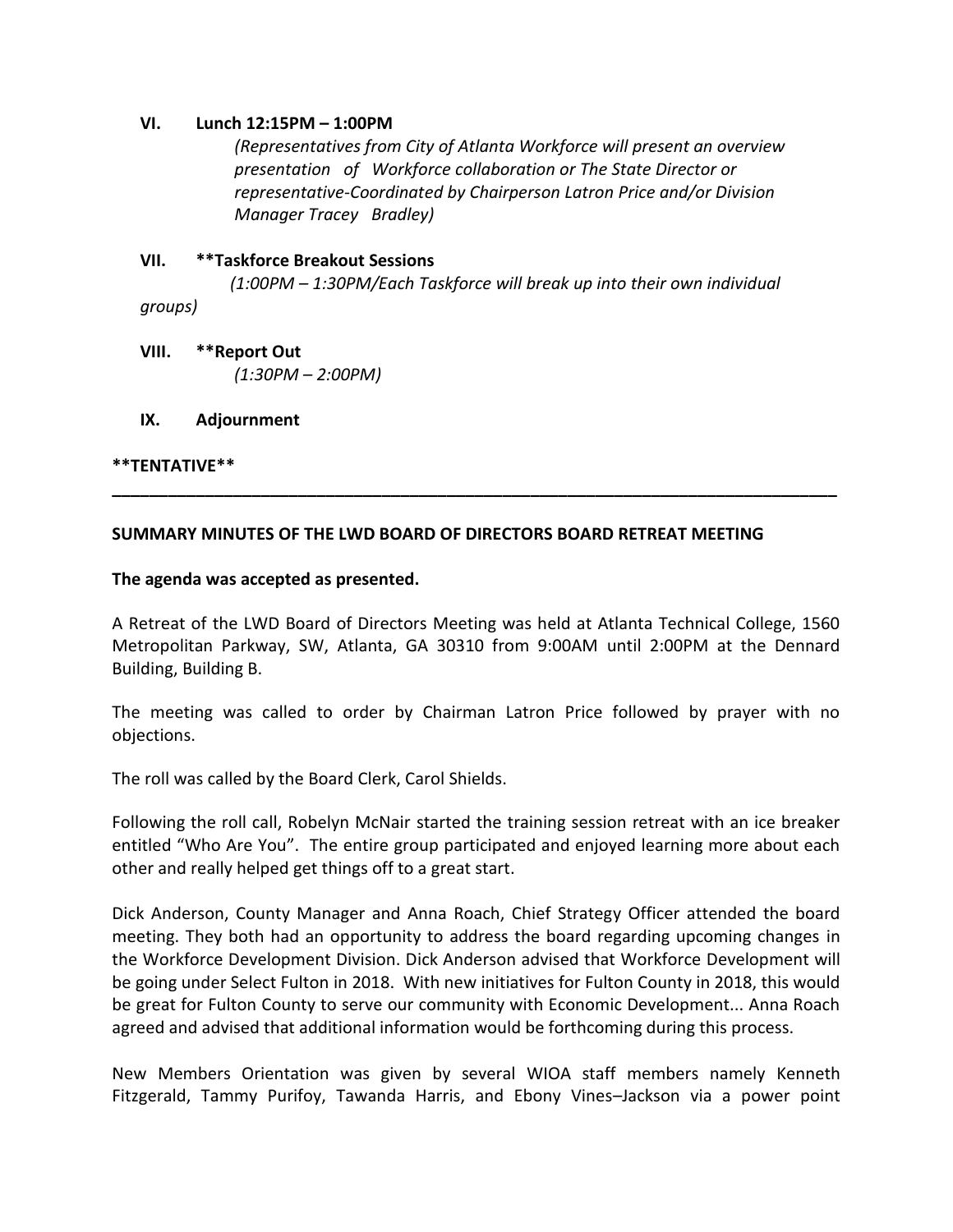**VI. Lunch 12:15PM – 1:00PM**

*(Representatives from City of Atlanta Workforce will present an overview presentation of Workforce collaboration or The State Director or representative-Coordinated by Chairperson Latron Price and/or Division Manager Tracey Bradley)*

**VII. **Taskforce Breakout Sessions**

*(1:00PM – 1:30PM/Each Taskforce will break up into their own individual groups)*

**VIII. **Report Out**

*(1:30PM – 2:00PM)*

**IX. Adjournment**

****TENTATIVE****

---

**SUMMARY MINUTES OF THE LWD BOARD OF DIRECTORS BOARD RETREAT MEETING**

**The agenda was accepted as presented.**

A Retreat of the LWD Board of Directors Meeting was held at Atlanta Technical College, 1560 Metropolitan Parkway, SW, Atlanta, GA 30310 from 9:00AM until 2:00PM at the Dennard Building, Building B.

The meeting was called to order by Chairman Latron Price followed by prayer with no objections.

The roll was called by the Board Clerk, Carol Shields.

Following the roll call, Robelyn McNair started the training session retreat with an ice breaker entitled "Who Are You". The entire group participated and enjoyed learning more about each other and really helped get things off to a great start.

Dick Anderson, County Manager and Anna Roach, Chief Strategy Officer attended the board meeting. They both had an opportunity to address the board regarding upcoming changes in the Workforce Development Division. Dick Anderson advised that Workforce Development will be going under Select Fulton in 2018. With new initiatives for Fulton County in 2018, this would be great for Fulton County to serve our community with Economic Development... Anna Roach agreed and advised that additional information would be forthcoming during this process.

New Members Orientation was given by several WIOA staff members namely Kenneth Fitzgerald, Tammy Purifoy, Tawanda Harris, and Ebony Vines–Jackson via a power point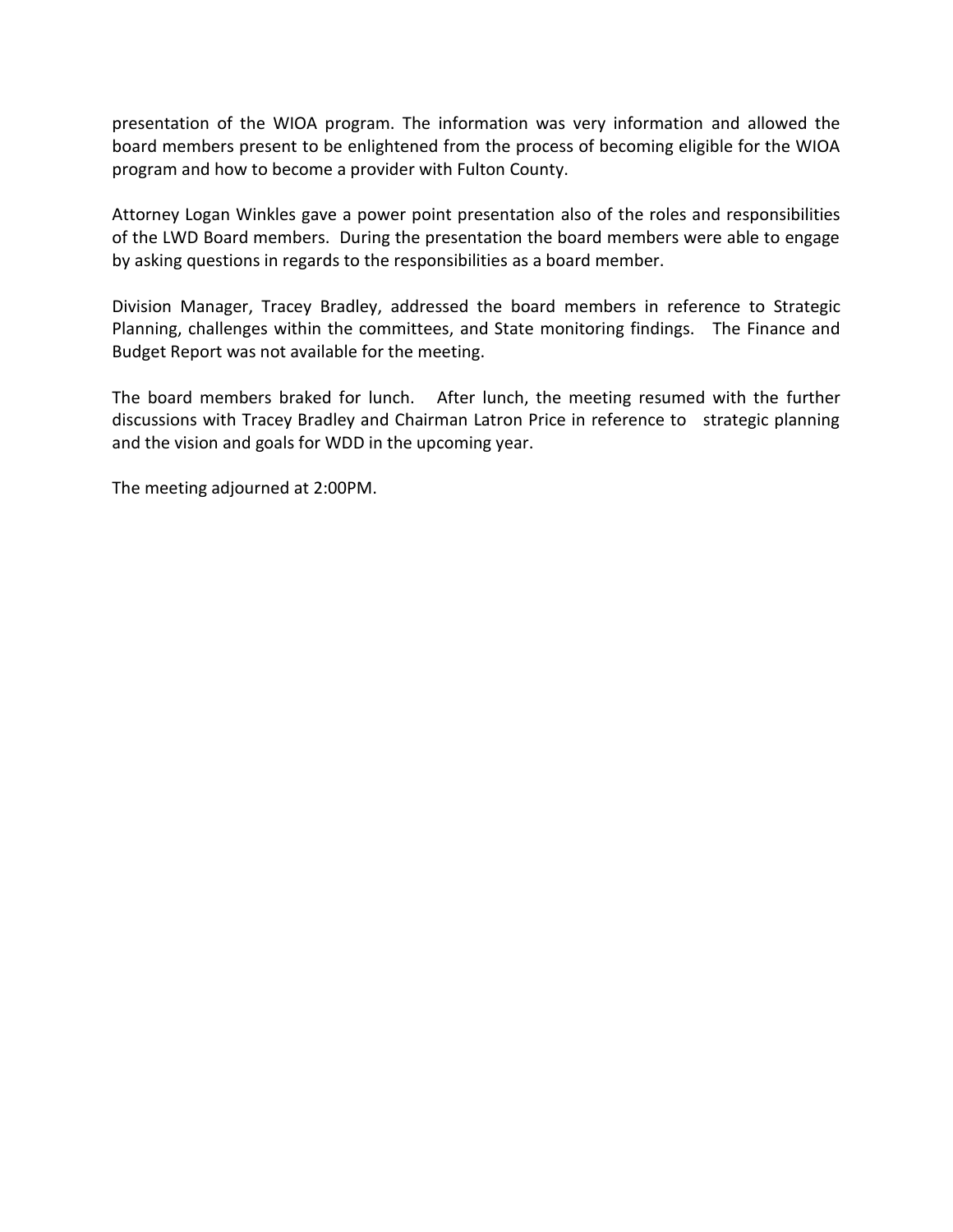presentation of the WIOA program. The information was very information and allowed the board members present to be enlightened from the process of becoming eligible for the WIOA program and how to become a provider with Fulton County.

Attorney Logan Winkles gave a power point presentation also of the roles and responsibilities of the LWD Board members. During the presentation the board members were able to engage by asking questions in regards to the responsibilities as a board member.

Division Manager, Tracey Bradley, addressed the board members in reference to Strategic Planning, challenges within the committees, and State monitoring findings. The Finance and Budget Report was not available for the meeting.

The board members braked for lunch. After lunch, the meeting resumed with the further discussions with Tracey Bradley and Chairman Latron Price in reference to strategic planning and the vision and goals for WDD in the upcoming year.

The meeting adjourned at 2:00PM.